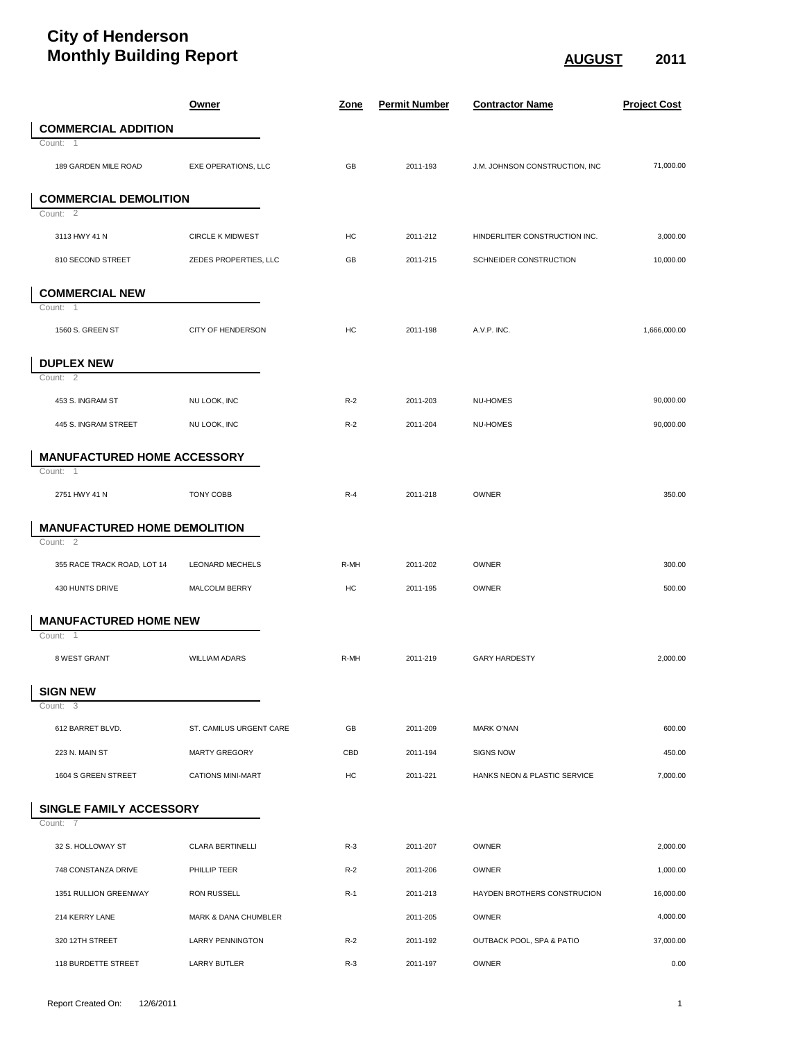# City of Henderson
# Monthly Building Report

**AUGUST** 2011

| | Owner | Zone | Permit Number | Contractor Name | Project Cost |
|---|---|---|---|---|---|
| **COMMERCIAL ADDITION** | | | | | |
| Count: 1 | | | | | |
| 189 GARDEN MILE ROAD | EXE OPERATIONS, LLC | GB | 2011-193 | J.M. JOHNSON CONSTRUCTION, INC | 71,000.00 |
| **COMMERCIAL DEMOLITION** | | | | | |
| Count: 2 | | | | | |
| 3113 HWY 41 N | CIRCLE K MIDWEST | HC | 2011-212 | HINDERLITER CONSTRUCTION INC. | 3,000.00 |
| 810 SECOND STREET | ZEDES PROPERTIES, LLC | GB | 2011-215 | SCHNEIDER CONSTRUCTION | 10,000.00 |
| **COMMERCIAL NEW** | | | | | |
| Count: 1 | | | | | |
| 1560 S. GREEN ST | CITY OF HENDERSON | HC | 2011-198 | A.V.P. INC. | 1,666,000.00 |
| **DUPLEX NEW** | | | | | |
| Count: 2 | | | | | |
| 453 S. INGRAM ST | NU LOOK, INC | R-2 | 2011-203 | NU-HOMES | 90,000.00 |
| 445 S. INGRAM STREET | NU LOOK, INC | R-2 | 2011-204 | NU-HOMES | 90,000.00 |
| **MANUFACTURED HOME ACCESSORY** | | | | | |
| Count: 1 | | | | | |
| 2751 HWY 41 N | TONY COBB | R-4 | 2011-218 | OWNER | 350.00 |
| **MANUFACTURED HOME DEMOLITION** | | | | | |
| Count: 2 | | | | | |
| 355 RACE TRACK ROAD, LOT 14 | LEONARD MECHELS | R-MH | 2011-202 | OWNER | 300.00 |
| 430 HUNTS DRIVE | MALCOLM BERRY | HC | 2011-195 | OWNER | 500.00 |
| **MANUFACTURED HOME NEW** | | | | | |
| Count: 1 | | | | | |
| 8 WEST GRANT | WILLIAM ADARS | R-MH | 2011-219 | GARY HARDESTY | 2,000.00 |
| **SIGN NEW** | | | | | |
| Count: 3 | | | | | |
| 612 BARRET BLVD. | ST. CAMILUS URGENT CARE | GB | 2011-209 | MARK O'NAN | 600.00 |
| 223 N. MAIN ST | MARTY GREGORY | CBD | 2011-194 | SIGNS NOW | 450.00 |
| 1604 S GREEN STREET | CATIONS MINI-MART | HC | 2011-221 | HANKS NEON & PLASTIC SERVICE | 7,000.00 |
| **SINGLE FAMILY ACCESSORY** | | | | | |
| Count: 7 | | | | | |
| 32 S. HOLLOWAY ST | CLARA BERTINELLI | R-3 | 2011-207 | OWNER | 2,000.00 |
| 748 CONSTANZA DRIVE | PHILLIP TEER | R-2 | 2011-206 | OWNER | 1,000.00 |
| 1351 RULLION GREENWAY | RON RUSSELL | R-1 | 2011-213 | HAYDEN BROTHERS CONSTRUCION | 16,000.00 |
| 214 KERRY LANE | MARK & DANA CHUMBLER | | 2011-205 | OWNER | 4,000.00 |
| 320 12TH STREET | LARRY PENNINGTON | R-2 | 2011-192 | OUTBACK POOL, SPA & PATIO | 37,000.00 |
| 118 BURDETTE STREET | LARRY BUTLER | R-3 | 2011-197 | OWNER | 0.00 |

Report Created On: 12/6/2011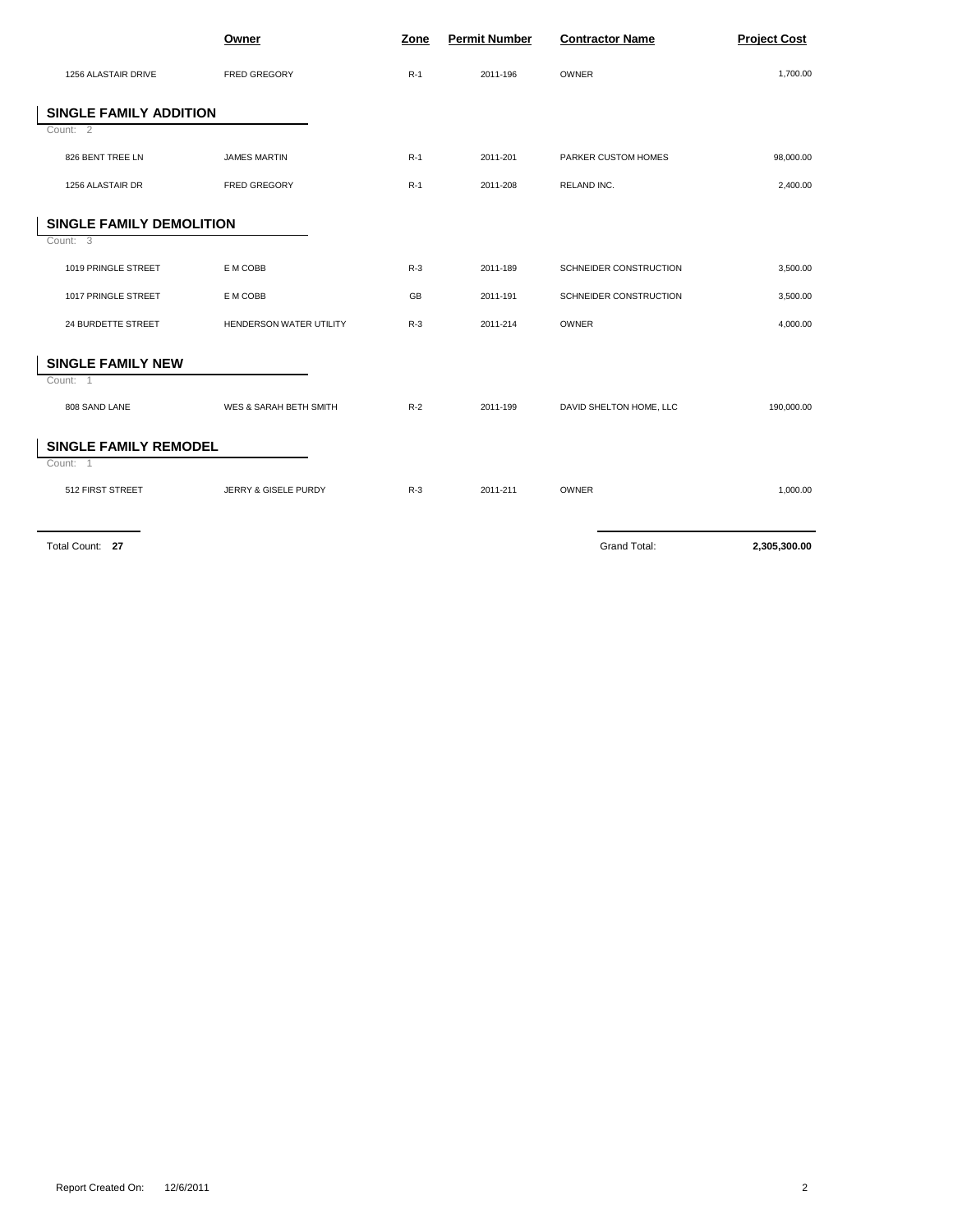| | Owner | Zone | Permit Number | Contractor Name | Project Cost |
|---|---|---|---|---|---|
| 1256 ALASTAIR DRIVE | FRED GREGORY | R-1 | 2011-196 | OWNER | 1,700.00 |

## SINGLE FAMILY ADDITION

Count: 2

| | | | | | |
|---|---|---|---|---|---|
| 826 BENT TREE LN | JAMES MARTIN | R-1 | 2011-201 | PARKER CUSTOM HOMES | 98,000.00 |
| 1256 ALASTAIR DR | FRED GREGORY | R-1 | 2011-208 | RELAND INC. | 2,400.00 |

## SINGLE FAMILY DEMOLITION

Count: 3

| | | | | | |
|---|---|---|---|---|---|
| 1019 PRINGLE STREET | E M COBB | R-3 | 2011-189 | SCHNEIDER CONSTRUCTION | 3,500.00 |
| 1017 PRINGLE STREET | E M COBB | GB | 2011-191 | SCHNEIDER CONSTRUCTION | 3,500.00 |
| 24 BURDETTE STREET | HENDERSON WATER UTILITY | R-3 | 2011-214 | OWNER | 4,000.00 |

## SINGLE FAMILY NEW

Count: 1

| | | | | | |
|---|---|---|---|---|---|
| 808 SAND LANE | WES & SARAH BETH SMITH | R-2 | 2011-199 | DAVID SHELTON HOME, LLC | 190,000.00 |

## SINGLE FAMILY REMODEL

Count: 1

| | | | | | |
|---|---|---|---|---|---|
| 512 FIRST STREET | JERRY & GISELE PURDY | R-3 | 2011-211 | OWNER | 1,000.00 |

Total Count: **27**

Grand Total: **2,305,300.00**

Report Created On: 12/6/2011